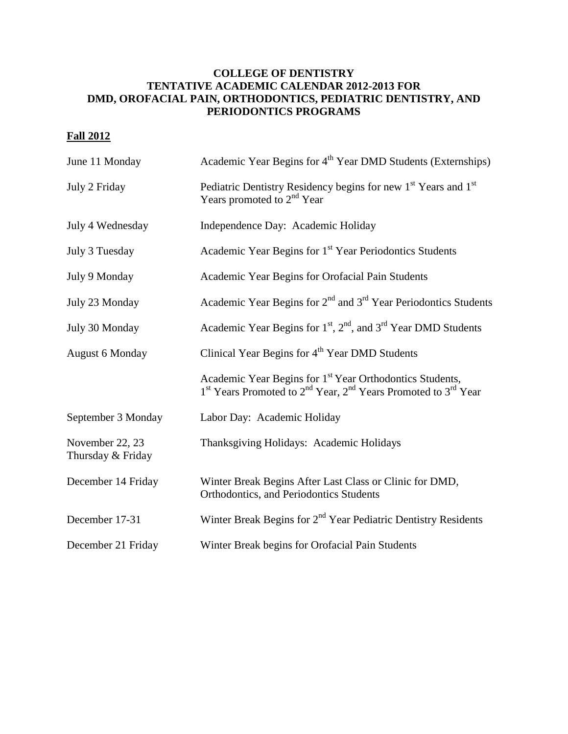# COLLEGE OF DENTISTRY
# TENTATIVE ACADEMIC CALENDAR 2012-2013 FOR DMD, OROFACIAL PAIN, ORTHODONTICS, PEDIATRIC DENTISTRY, AND PERIODONTICS PROGRAMS

## Fall 2012

| | |
|---|---|
| June 11 Monday | Academic Year Begins for 4th Year DMD Students (Externships) |
| July 2 Friday | Pediatric Dentistry Residency begins for new 1st Years and 1st Years promoted to 2nd Year |
| July 4 Wednesday | Independence Day: Academic Holiday |
| July 3 Tuesday | Academic Year Begins for 1st Year Periodontics Students |
| July 9 Monday | Academic Year Begins for Orofacial Pain Students |
| July 23 Monday | Academic Year Begins for 2nd and 3rd Year Periodontics Students |
| July 30 Monday | Academic Year Begins for 1st, 2nd, and 3rd Year DMD Students |
| August 6 Monday | Clinical Year Begins for 4th Year DMD Students |
| | Academic Year Begins for 1st Year Orthodontics Students, 1st Years Promoted to 2nd Year, 2nd Years Promoted to 3rd Year |
| September 3 Monday | Labor Day: Academic Holiday |
| November 22, 23 Thursday & Friday | Thanksgiving Holidays: Academic Holidays |
| December 14 Friday | Winter Break Begins After Last Class or Clinic for DMD, Orthodontics, and Periodontics Students |
| December 17-31 | Winter Break Begins for 2nd Year Pediatric Dentistry Residents |
| December 21 Friday | Winter Break begins for Orofacial Pain Students |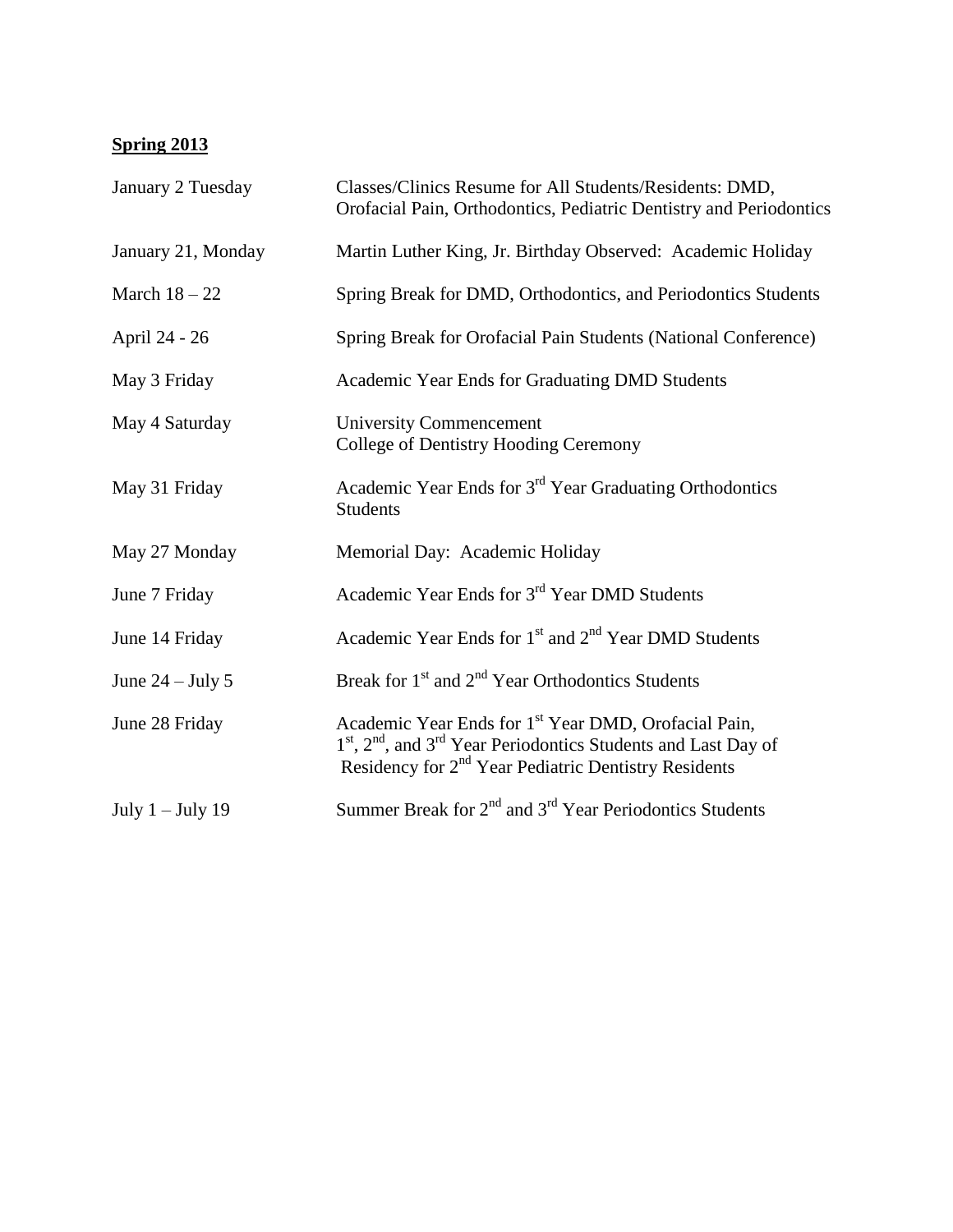**Spring 2013**

| | |
|---|---|
| January 2 Tuesday | Classes/Clinics Resume for All Students/Residents: DMD, Orofacial Pain, Orthodontics, Pediatric Dentistry and Periodontics |
| January 21, Monday | Martin Luther King, Jr. Birthday Observed: Academic Holiday |
| March 18 – 22 | Spring Break for DMD, Orthodontics, and Periodontics Students |
| April 24 - 26 | Spring Break for Orofacial Pain Students (National Conference) |
| May 3 Friday | Academic Year Ends for Graduating DMD Students |
| May 4 Saturday | University Commencement<br>College of Dentistry Hooding Ceremony |
| May 31 Friday | Academic Year Ends for 3rd Year Graduating Orthodontics Students |
| May 27 Monday | Memorial Day: Academic Holiday |
| June 7 Friday | Academic Year Ends for 3rd Year DMD Students |
| June 14 Friday | Academic Year Ends for 1st and 2nd Year DMD Students |
| June 24 – July 5 | Break for 1st and 2nd Year Orthodontics Students |
| June 28 Friday | Academic Year Ends for 1st Year DMD, Orofacial Pain, 1st, 2nd, and 3rd Year Periodontics Students and Last Day of Residency for 2nd Year Pediatric Dentistry Residents |
| July 1 – July 19 | Summer Break for 2nd and 3rd Year Periodontics Students |